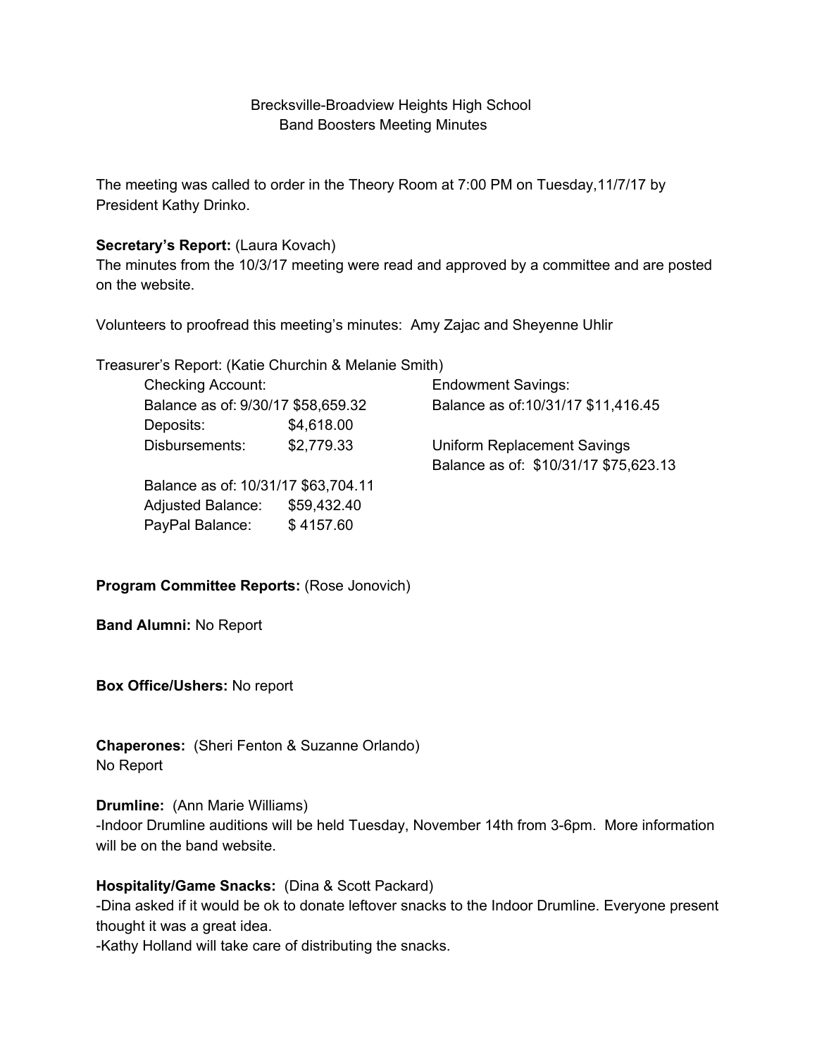Brecksville-Broadview Heights High School
Band Boosters Meeting Minutes

The meeting was called to order in the Theory Room at 7:00 PM on Tuesday,11/7/17 by President Kathy Drinko.

**Secretary's Report:** (Laura Kovach)
The minutes from the 10/3/17 meeting were read and approved by a committee and are posted on the website.

Volunteers to proofread this meeting's minutes: Amy Zajac and Sheyenne Uhlir

Treasurer's Report: (Katie Churchin & Melanie Smith)

| Checking Account: | | Endowment Savings: |
|---|---|---|
| Balance as of: 9/30/17 $58,659.32 | | Balance as of:10/31/17 $11,416.45 |
| Deposits: | $4,618.00 | |
| Disbursements: | $2,779.33 | Uniform Replacement Savings |
| | | Balance as of: $10/31/17 $75,623.13 |
| Balance as of: 10/31/17 $63,704.11 | | |
| Adjusted Balance: | $59,432.40 | |
| PayPal Balance: | $ 4157.60 | |

**Program Committee Reports:** (Rose Jonovich)

**Band Alumni:** No Report

**Box Office/Ushers:** No report

**Chaperones:** (Sheri Fenton & Suzanne Orlando)
No Report

**Drumline:** (Ann Marie Williams)
-Indoor Drumline auditions will be held Tuesday, November 14th from 3-6pm. More information will be on the band website.

**Hospitality/Game Snacks:** (Dina & Scott Packard)
-Dina asked if it would be ok to donate leftover snacks to the Indoor Drumline. Everyone present thought it was a great idea.
-Kathy Holland will take care of distributing the snacks.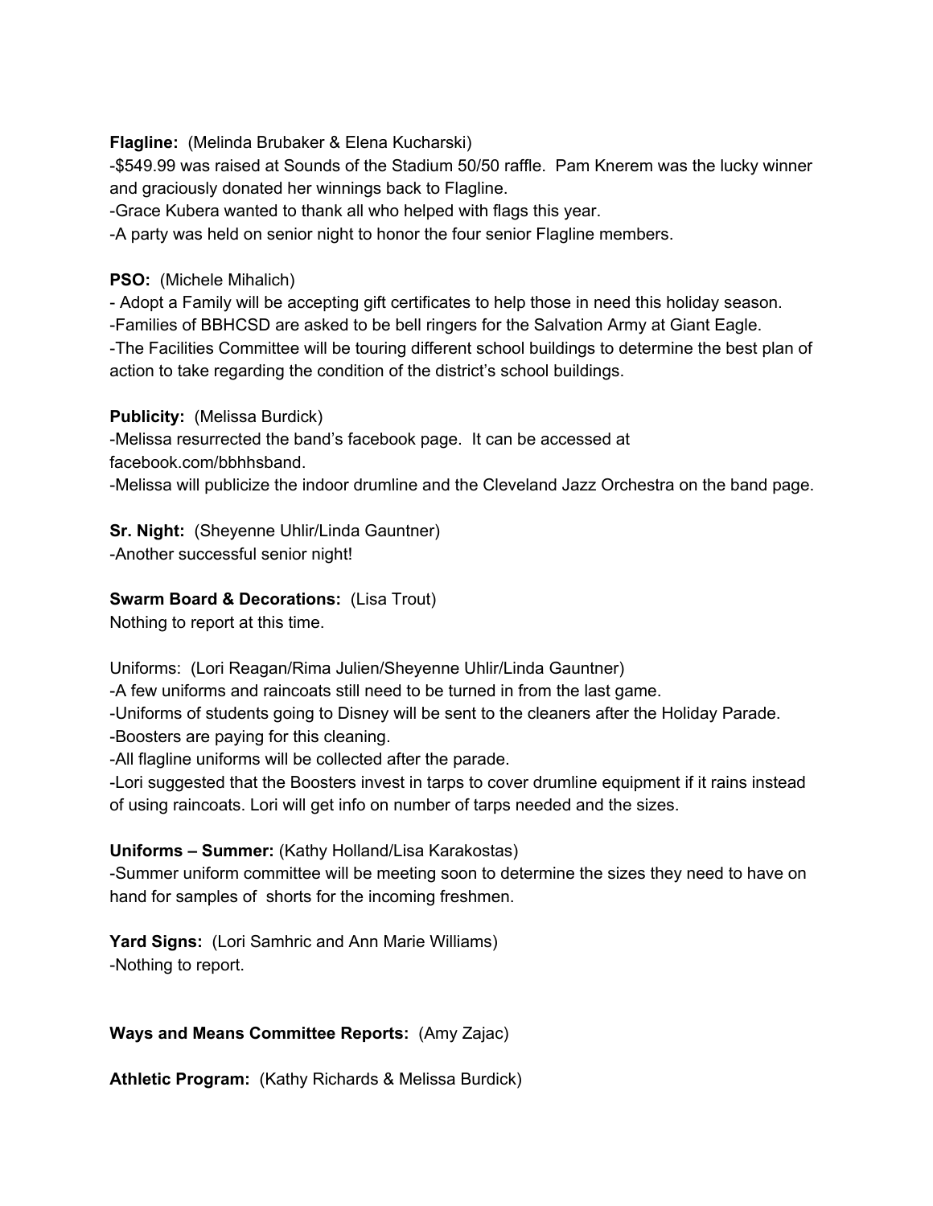**Flagline:** (Melinda Brubaker & Elena Kucharski)
-$549.99 was raised at Sounds of the Stadium 50/50 raffle. Pam Knerem was the lucky winner and graciously donated her winnings back to Flagline.
-Grace Kubera wanted to thank all who helped with flags this year.
-A party was held on senior night to honor the four senior Flagline members.

**PSO:** (Michele Mihalich)
- Adopt a Family will be accepting gift certificates to help those in need this holiday season.
-Families of BBHCSD are asked to be bell ringers for the Salvation Army at Giant Eagle.
-The Facilities Committee will be touring different school buildings to determine the best plan of action to take regarding the condition of the district's school buildings.

**Publicity:** (Melissa Burdick)
-Melissa resurrected the band's facebook page. It can be accessed at facebook.com/bbhhsband.
-Melissa will publicize the indoor drumline and the Cleveland Jazz Orchestra on the band page.

**Sr. Night:** (Sheyenne Uhlir/Linda Gauntner)
-Another successful senior night!

**Swarm Board & Decorations:** (Lisa Trout)
Nothing to report at this time.

Uniforms: (Lori Reagan/Rima Julien/Sheyenne Uhlir/Linda Gauntner)
-A few uniforms and raincoats still need to be turned in from the last game.
-Uniforms of students going to Disney will be sent to the cleaners after the Holiday Parade.
-Boosters are paying for this cleaning.
-All flagline uniforms will be collected after the parade.
-Lori suggested that the Boosters invest in tarps to cover drumline equipment if it rains instead of using raincoats. Lori will get info on number of tarps needed and the sizes.

**Uniforms – Summer:** (Kathy Holland/Lisa Karakostas)
-Summer uniform committee will be meeting soon to determine the sizes they need to have on hand for samples of shorts for the incoming freshmen.

**Yard Signs:** (Lori Samhric and Ann Marie Williams)
-Nothing to report.

**Ways and Means Committee Reports:** (Amy Zajac)

**Athletic Program:** (Kathy Richards & Melissa Burdick)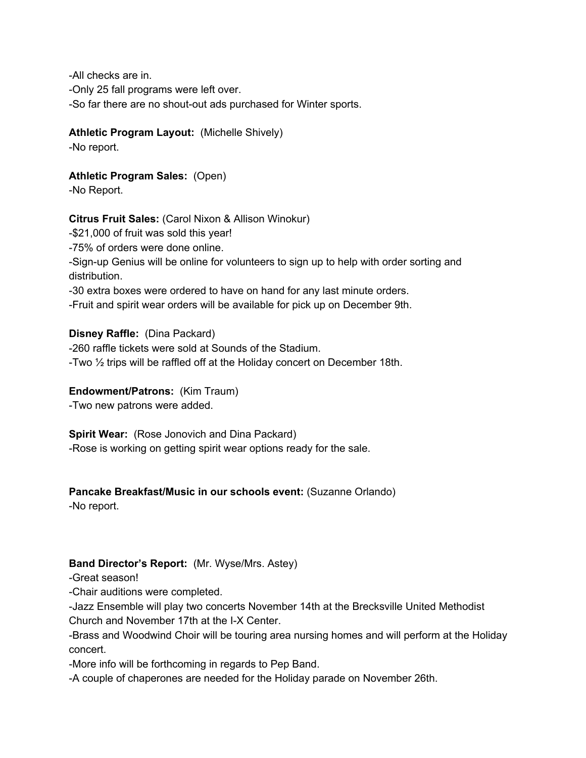-All checks are in.
-Only 25 fall programs were left over.
-So far there are no shout-out ads purchased for Winter sports.

**Athletic Program Layout:** (Michelle Shively)
-No report.

**Athletic Program Sales:** (Open)
-No Report.

**Citrus Fruit Sales:** (Carol Nixon & Allison Winokur)
-$21,000 of fruit was sold this year!
-75% of orders were done online.
-Sign-up Genius will be online for volunteers to sign up to help with order sorting and distribution.
-30 extra boxes were ordered to have on hand for any last minute orders.
-Fruit and spirit wear orders will be available for pick up on December 9th.

**Disney Raffle:** (Dina Packard)
-260 raffle tickets were sold at Sounds of the Stadium.
-Two ½ trips will be raffled off at the Holiday concert on December 18th.

**Endowment/Patrons:** (Kim Traum)
-Two new patrons were added.

**Spirit Wear:** (Rose Jonovich and Dina Packard)
-Rose is working on getting spirit wear options ready for the sale.

**Pancake Breakfast/Music in our schools event:** (Suzanne Orlando)
-No report.

**Band Director's Report:** (Mr. Wyse/Mrs. Astey)
-Great season!
-Chair auditions were completed.
-Jazz Ensemble will play two concerts November 14th at the Brecksville United Methodist Church and November 17th at the I-X Center.
-Brass and Woodwind Choir will be touring area nursing homes and will perform at the Holiday concert.
-More info will be forthcoming in regards to Pep Band.
-A couple of chaperones are needed for the Holiday parade on November 26th.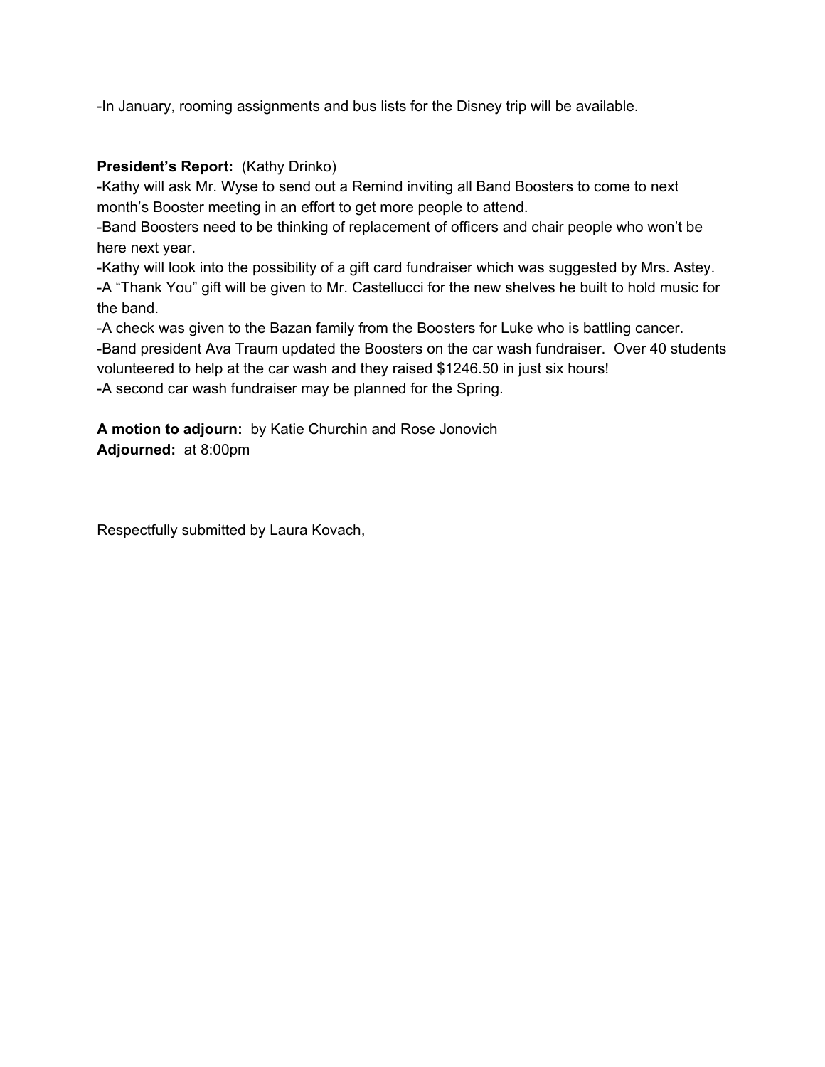-In January, rooming assignments and bus lists for the Disney trip will be available.

**President's Report:** (Kathy Drinko)
-Kathy will ask Mr. Wyse to send out a Remind inviting all Band Boosters to come to next month's Booster meeting in an effort to get more people to attend.
-Band Boosters need to be thinking of replacement of officers and chair people who won't be here next year.
-Kathy will look into the possibility of a gift card fundraiser which was suggested by Mrs. Astey.
-A "Thank You" gift will be given to Mr. Castellucci for the new shelves he built to hold music for the band.
-A check was given to the Bazan family from the Boosters for Luke who is battling cancer.
-Band president Ava Traum updated the Boosters on the car wash fundraiser. Over 40 students volunteered to help at the car wash and they raised $1246.50 in just six hours!
-A second car wash fundraiser may be planned for the Spring.

**A motion to adjourn:** by Katie Churchin and Rose Jonovich
**Adjourned:** at 8:00pm

Respectfully submitted by Laura Kovach,